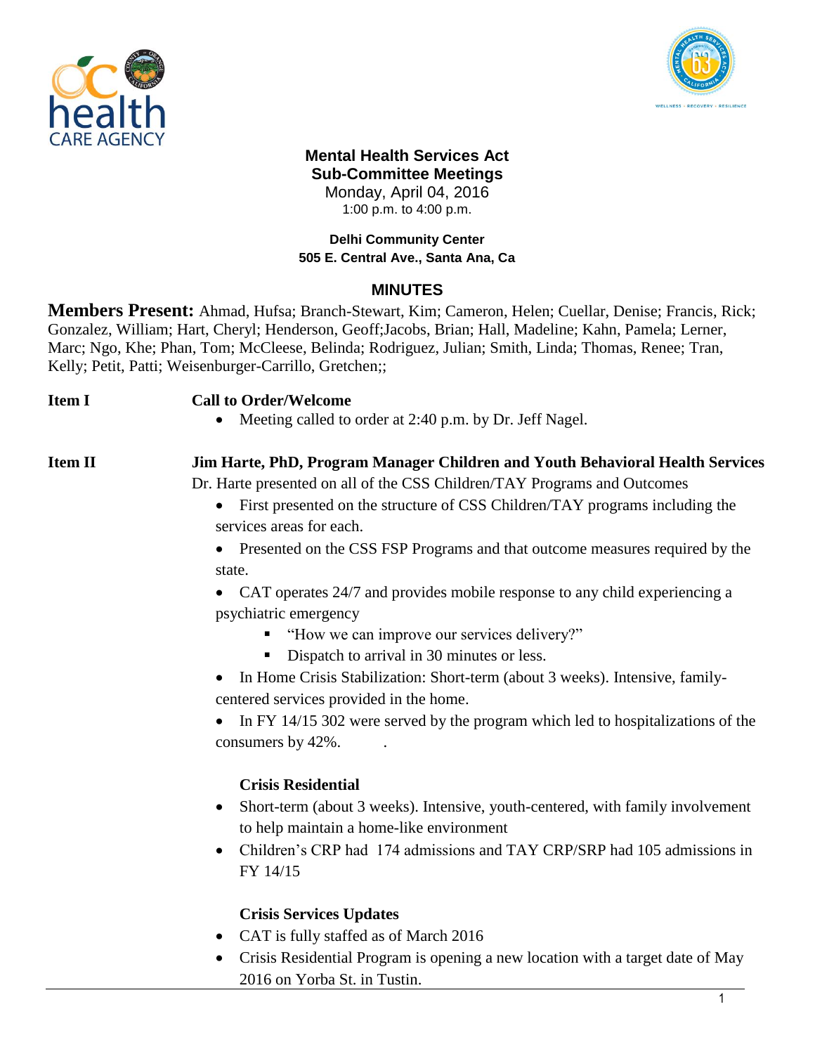# Mental Health Services Act
## Sub-Committee Meetings

Monday, April 04, 2016
1:00 p.m. to 4:00 p.m.

**Delhi Community Center**
**505 E. Central Ave., Santa Ana, Ca**

## MINUTES

**Members Present:** Ahmad, Hufsa; Branch-Stewart, Kim; Cameron, Helen; Cuellar, Denise; Francis, Rick; Gonzalez, William; Hart, Cheryl; Henderson, Geoff;Jacobs, Brian; Hall, Madeline; Kahn, Pamela; Lerner, Marc; Ngo, Khe; Phan, Tom; McCleese, Belinda; Rodriguez, Julian; Smith, Linda; Thomas, Renee; Tran, Kelly; Petit, Patti; Weisenburger-Carrillo, Gretchen;;

**Item I** **Call to Order/Welcome**

- Meeting called to order at 2:40 p.m. by Dr. Jeff Nagel.

**Item II** **Jim Harte, PhD, Program Manager Children and Youth Behavioral Health Services**

Dr. Harte presented on all of the CSS Children/TAY Programs and Outcomes

- First presented on the structure of CSS Children/TAY programs including the services areas for each.
- Presented on the CSS FSP Programs and that outcome measures required by the state.
- CAT operates 24/7 and provides mobile response to any child experiencing a psychiatric emergency
  - "How we can improve our services delivery?"
  - Dispatch to arrival in 30 minutes or less.
- In Home Crisis Stabilization: Short-term (about 3 weeks). Intensive, family-centered services provided in the home.
- In FY 14/15 302 were served by the program which led to hospitalizations of the consumers by 42%. .

**Crisis Residential**

- Short-term (about 3 weeks). Intensive, youth-centered, with family involvement to help maintain a home-like environment
- Children's CRP had 174 admissions and TAY CRP/SRP had 105 admissions in FY 14/15

**Crisis Services Updates**

- CAT is fully staffed as of March 2016
- Crisis Residential Program is opening a new location with a target date of May 2016 on Yorba St. in Tustin.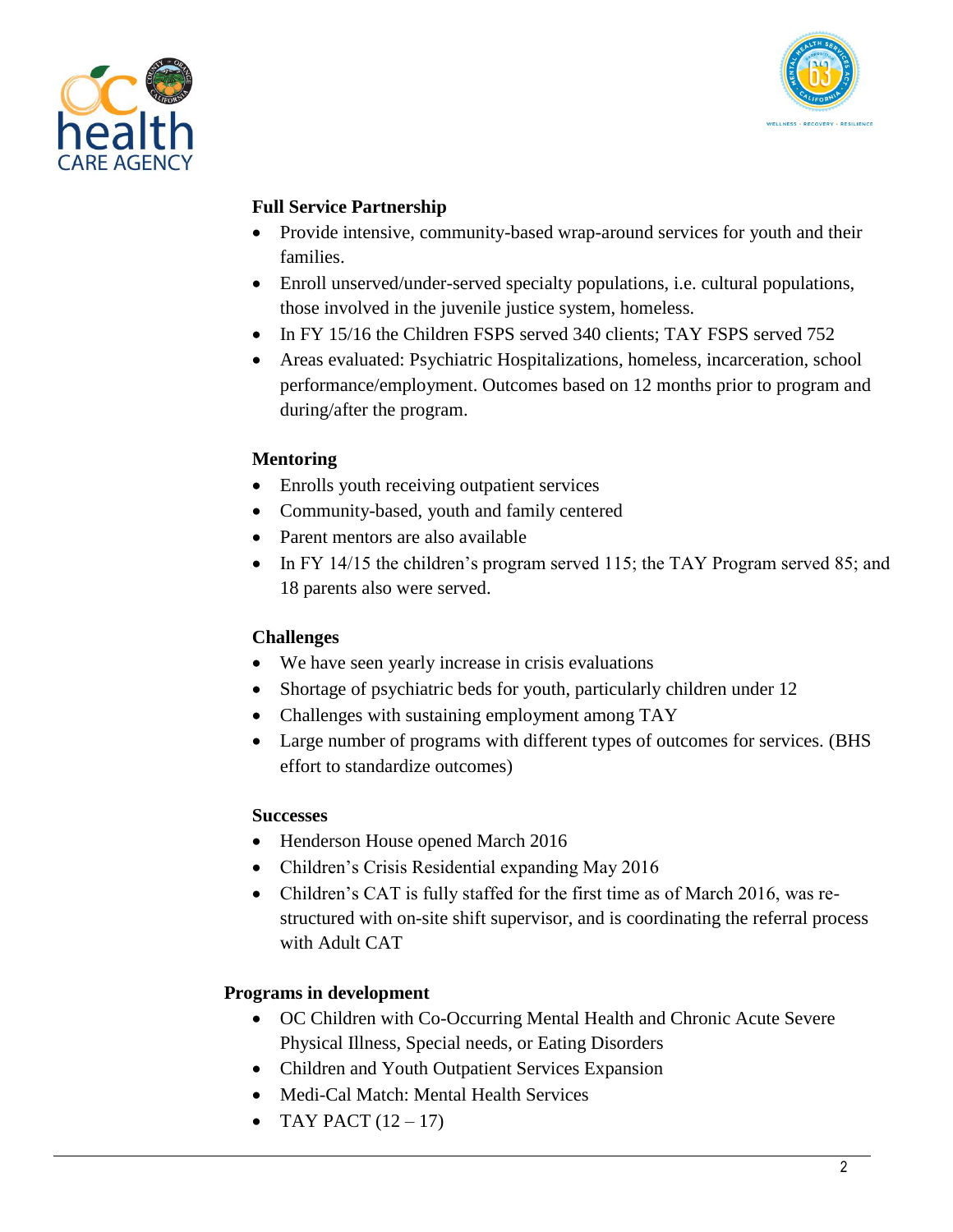**Full Service Partnership**

- Provide intensive, community-based wrap-around services for youth and their families.
- Enroll unserved/under-served specialty populations, i.e. cultural populations, those involved in the juvenile justice system, homeless.
- In FY 15/16 the Children FSPS served 340 clients; TAY FSPS served 752
- Areas evaluated: Psychiatric Hospitalizations, homeless, incarceration, school performance/employment. Outcomes based on 12 months prior to program and during/after the program.

**Mentoring**

- Enrolls youth receiving outpatient services
- Community-based, youth and family centered
- Parent mentors are also available
- In FY 14/15 the children's program served 115; the TAY Program served 85; and 18 parents also were served.

**Challenges**

- We have seen yearly increase in crisis evaluations
- Shortage of psychiatric beds for youth, particularly children under 12
- Challenges with sustaining employment among TAY
- Large number of programs with different types of outcomes for services. (BHS effort to standardize outcomes)

**Successes**

- Henderson House opened March 2016
- Children's Crisis Residential expanding May 2016
- Children's CAT is fully staffed for the first time as of March 2016, was re-structured with on-site shift supervisor, and is coordinating the referral process with Adult CAT

**Programs in development**

- OC Children with Co-Occurring Mental Health and Chronic Acute Severe Physical Illness, Special needs, or Eating Disorders
- Children and Youth Outpatient Services Expansion
- Medi-Cal Match: Mental Health Services
- TAY PACT (12 – 17)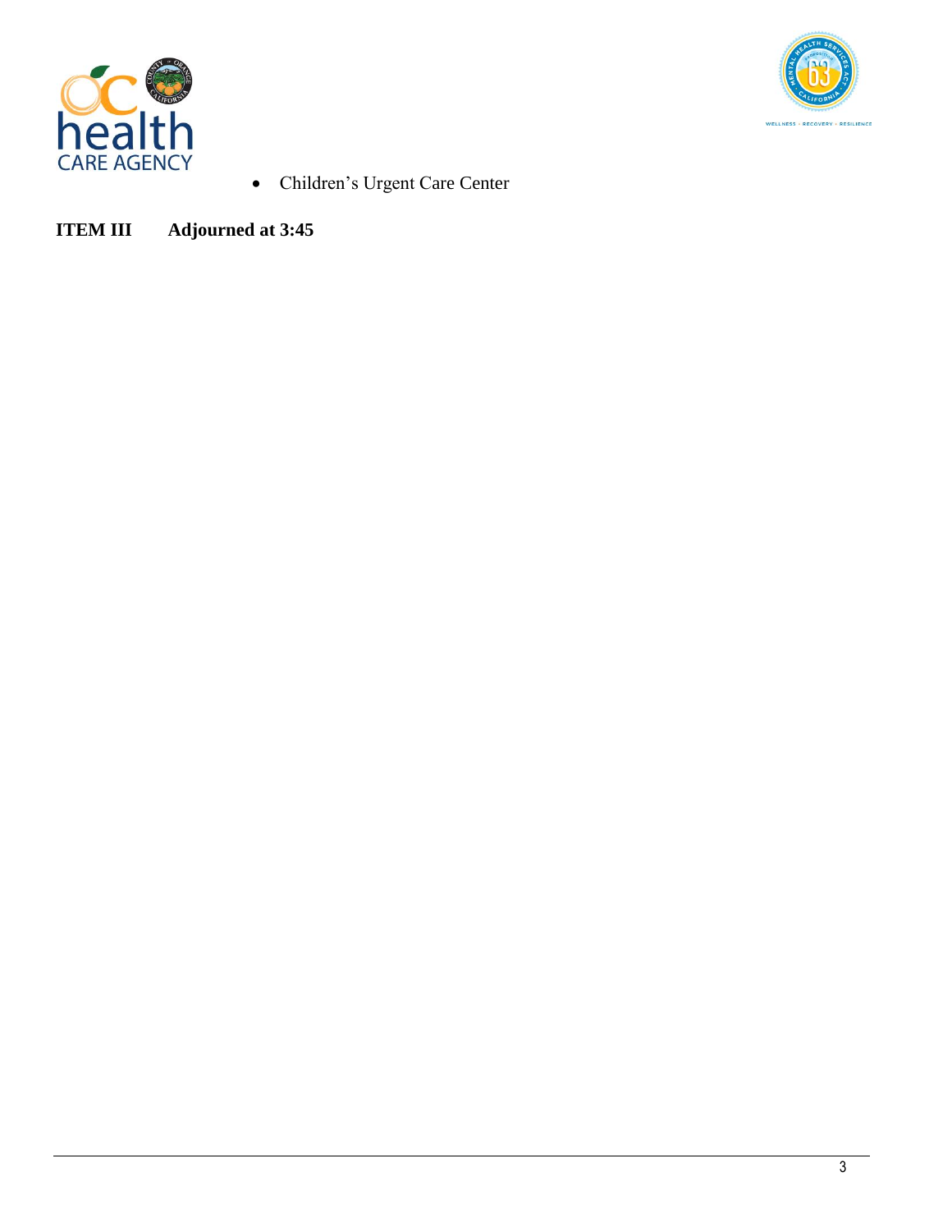- Children's Urgent Care Center

**ITEM III Adjourned at 3:45**